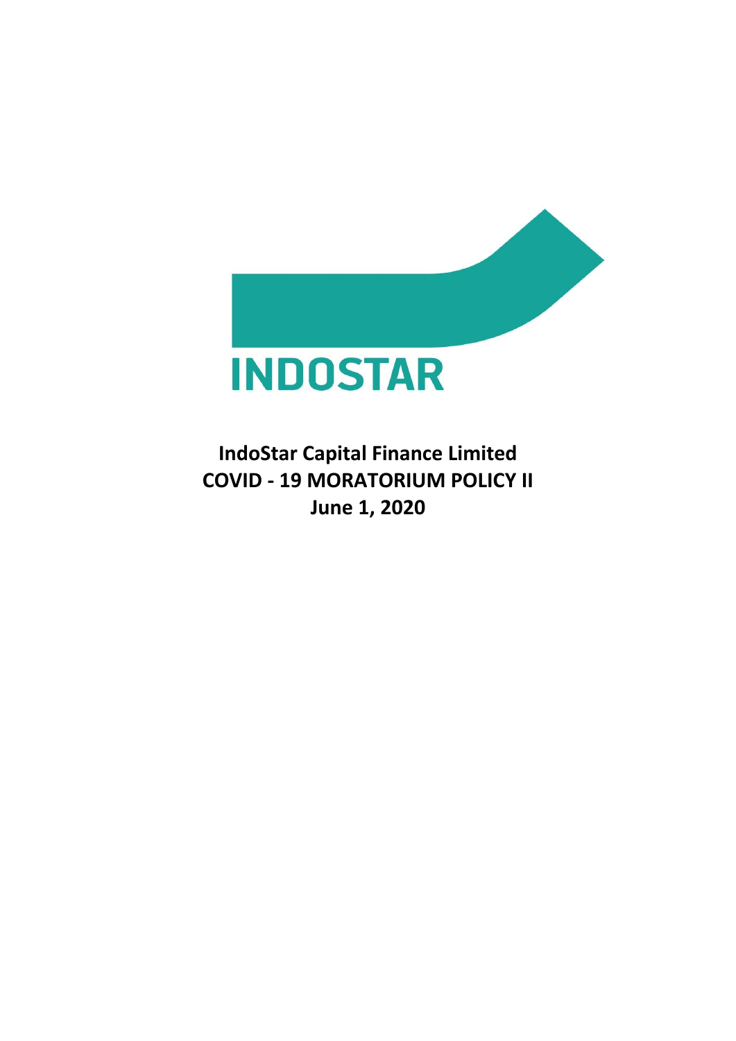INDOSTAR

**IndoStar Capital Finance Limited**

**COVID - 19 MORATORIUM POLICY II**

**June 1, 2020**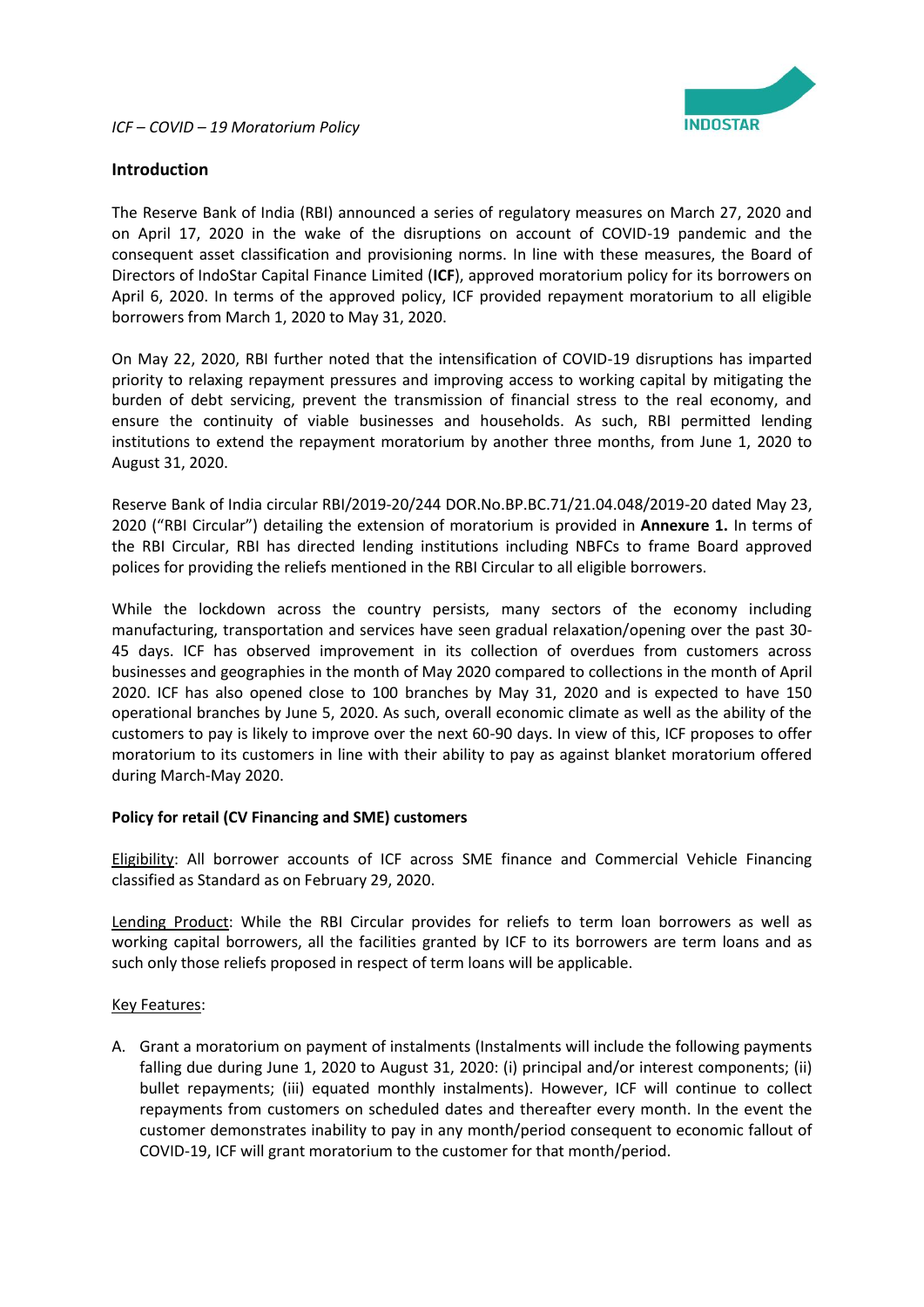*ICF – COVID – 19 Moratorium Policy*

## Introduction

The Reserve Bank of India (RBI) announced a series of regulatory measures on March 27, 2020 and on April 17, 2020 in the wake of the disruptions on account of COVID-19 pandemic and the consequent asset classification and provisioning norms. In line with these measures, the Board of Directors of IndoStar Capital Finance Limited (**ICF**), approved moratorium policy for its borrowers on April 6, 2020. In terms of the approved policy, ICF provided repayment moratorium to all eligible borrowers from March 1, 2020 to May 31, 2020.

On May 22, 2020, RBI further noted that the intensification of COVID-19 disruptions has imparted priority to relaxing repayment pressures and improving access to working capital by mitigating the burden of debt servicing, prevent the transmission of financial stress to the real economy, and ensure the continuity of viable businesses and households. As such, RBI permitted lending institutions to extend the repayment moratorium by another three months, from June 1, 2020 to August 31, 2020.

Reserve Bank of India circular RBI/2019-20/244 DOR.No.BP.BC.71/21.04.048/2019-20 dated May 23, 2020 ("RBI Circular") detailing the extension of moratorium is provided in **Annexure 1.** In terms of the RBI Circular, RBI has directed lending institutions including NBFCs to frame Board approved polices for providing the reliefs mentioned in the RBI Circular to all eligible borrowers.

While the lockdown across the country persists, many sectors of the economy including manufacturing, transportation and services have seen gradual relaxation/opening over the past 30-45 days. ICF has observed improvement in its collection of overdues from customers across businesses and geographies in the month of May 2020 compared to collections in the month of April 2020. ICF has also opened close to 100 branches by May 31, 2020 and is expected to have 150 operational branches by June 5, 2020. As such, overall economic climate as well as the ability of the customers to pay is likely to improve over the next 60-90 days. In view of this, ICF proposes to offer moratorium to its customers in line with their ability to pay as against blanket moratorium offered during March-May 2020.

### Policy for retail (CV Financing and SME) customers

Eligibility: All borrower accounts of ICF across SME finance and Commercial Vehicle Financing classified as Standard as on February 29, 2020.

Lending Product: While the RBI Circular provides for reliefs to term loan borrowers as well as working capital borrowers, all the facilities granted by ICF to its borrowers are term loans and as such only those reliefs proposed in respect of term loans will be applicable.

Key Features:

A. Grant a moratorium on payment of instalments (Instalments will include the following payments falling due during June 1, 2020 to August 31, 2020: (i) principal and/or interest components; (ii) bullet repayments; (iii) equated monthly instalments). However, ICF will continue to collect repayments from customers on scheduled dates and thereafter every month. In the event the customer demonstrates inability to pay in any month/period consequent to economic fallout of COVID-19, ICF will grant moratorium to the customer for that month/period.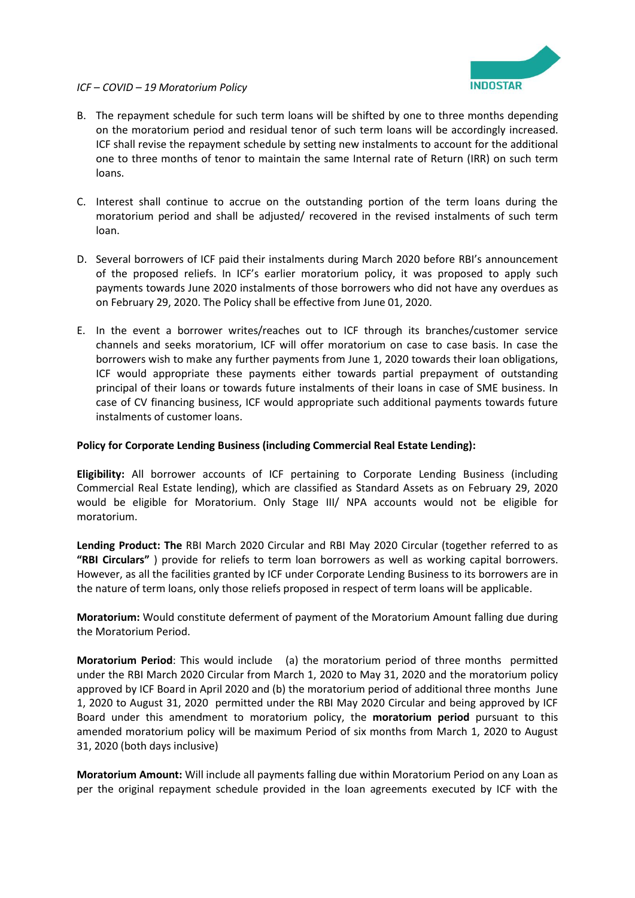B. The repayment schedule for such term loans will be shifted by one to three months depending on the moratorium period and residual tenor of such term loans will be accordingly increased. ICF shall revise the repayment schedule by setting new instalments to account for the additional one to three months of tenor to maintain the same Internal rate of Return (IRR) on such term loans.

C. Interest shall continue to accrue on the outstanding portion of the term loans during the moratorium period and shall be adjusted/ recovered in the revised instalments of such term loan.

D. Several borrowers of ICF paid their instalments during March 2020 before RBI's announcement of the proposed reliefs. In ICF's earlier moratorium policy, it was proposed to apply such payments towards June 2020 instalments of those borrowers who did not have any overdues as on February 29, 2020. The Policy shall be effective from June 01, 2020.

E. In the event a borrower writes/reaches out to ICF through its branches/customer service channels and seeks moratorium, ICF will offer moratorium on case to case basis. In case the borrowers wish to make any further payments from June 1, 2020 towards their loan obligations, ICF would appropriate these payments either towards partial prepayment of outstanding principal of their loans or towards future instalments of their loans in case of SME business. In case of CV financing business, ICF would appropriate such additional payments towards future instalments of customer loans.

**Policy for Corporate Lending Business (including Commercial Real Estate Lending):**

**Eligibility:** All borrower accounts of ICF pertaining to Corporate Lending Business (including Commercial Real Estate lending), which are classified as Standard Assets as on February 29, 2020 would be eligible for Moratorium. Only Stage III/ NPA accounts would not be eligible for moratorium.

**Lending Product: The** RBI March 2020 Circular and RBI May 2020 Circular (together referred to as **"RBI Circulars"** ) provide for reliefs to term loan borrowers as well as working capital borrowers. However, as all the facilities granted by ICF under Corporate Lending Business to its borrowers are in the nature of term loans, only those reliefs proposed in respect of term loans will be applicable.

**Moratorium:** Would constitute deferment of payment of the Moratorium Amount falling due during the Moratorium Period.

**Moratorium Period**: This would include (a) the moratorium period of three months permitted under the RBI March 2020 Circular from March 1, 2020 to May 31, 2020 and the moratorium policy approved by ICF Board in April 2020 and (b) the moratorium period of additional three months June 1, 2020 to August 31, 2020 permitted under the RBI May 2020 Circular and being approved by ICF Board under this amendment to moratorium policy, the **moratorium period** pursuant to this amended moratorium policy will be maximum Period of six months from March 1, 2020 to August 31, 2020 (both days inclusive)

**Moratorium Amount:** Will include all payments falling due within Moratorium Period on any Loan as per the original repayment schedule provided in the loan agreements executed by ICF with the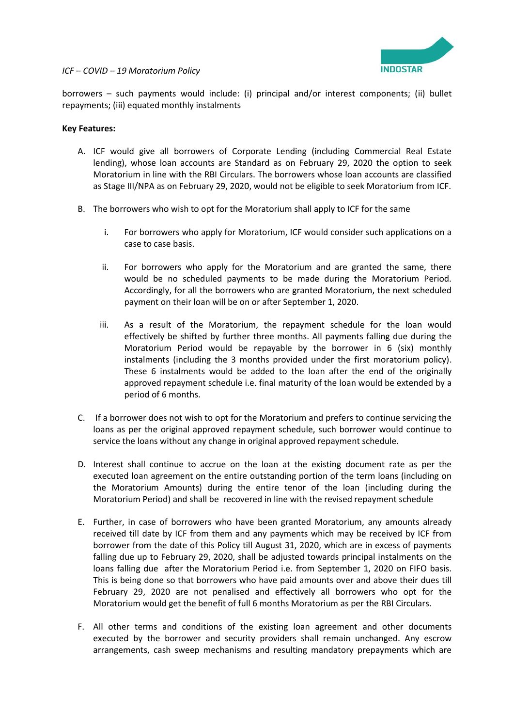borrowers – such payments would include: (i) principal and/or interest components; (ii) bullet repayments; (iii) equated monthly instalments

**Key Features:**

A. ICF would give all borrowers of Corporate Lending (including Commercial Real Estate lending), whose loan accounts are Standard as on February 29, 2020 the option to seek Moratorium in line with the RBI Circulars. The borrowers whose loan accounts are classified as Stage III/NPA as on February 29, 2020, would not be eligible to seek Moratorium from ICF.

B. The borrowers who wish to opt for the Moratorium shall apply to ICF for the same

   i. For borrowers who apply for Moratorium, ICF would consider such applications on a case to case basis.

   ii. For borrowers who apply for the Moratorium and are granted the same, there would be no scheduled payments to be made during the Moratorium Period. Accordingly, for all the borrowers who are granted Moratorium, the next scheduled payment on their loan will be on or after September 1, 2020.

   iii. As a result of the Moratorium, the repayment schedule for the loan would effectively be shifted by further three months. All payments falling due during the Moratorium Period would be repayable by the borrower in 6 (six) monthly instalments (including the 3 months provided under the first moratorium policy). These 6 instalments would be added to the loan after the end of the originally approved repayment schedule i.e. final maturity of the loan would be extended by a period of 6 months.

C. If a borrower does not wish to opt for the Moratorium and prefers to continue servicing the loans as per the original approved repayment schedule, such borrower would continue to service the loans without any change in original approved repayment schedule.

D. Interest shall continue to accrue on the loan at the existing document rate as per the executed loan agreement on the entire outstanding portion of the term loans (including on the Moratorium Amounts) during the entire tenor of the loan (including during the Moratorium Period) and shall be recovered in line with the revised repayment schedule

E. Further, in case of borrowers who have been granted Moratorium, any amounts already received till date by ICF from them and any payments which may be received by ICF from borrower from the date of this Policy till August 31, 2020, which are in excess of payments falling due up to February 29, 2020, shall be adjusted towards principal instalments on the loans falling due after the Moratorium Period i.e. from September 1, 2020 on FIFO basis. This is being done so that borrowers who have paid amounts over and above their dues till February 29, 2020 are not penalised and effectively all borrowers who opt for the Moratorium would get the benefit of full 6 months Moratorium as per the RBI Circulars.

F. All other terms and conditions of the existing loan agreement and other documents executed by the borrower and security providers shall remain unchanged. Any escrow arrangements, cash sweep mechanisms and resulting mandatory prepayments which are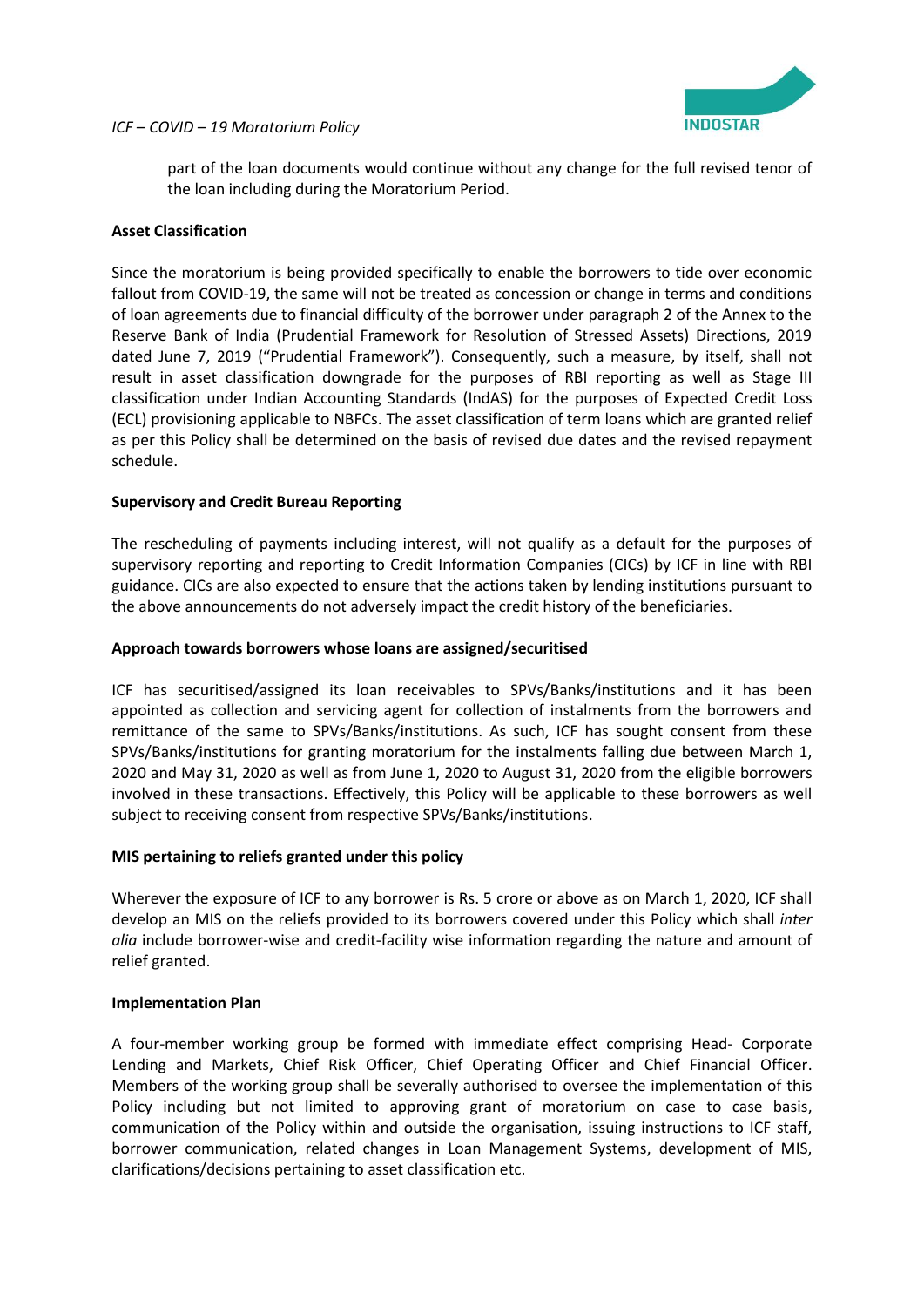part of the loan documents would continue without any change for the full revised tenor of the loan including during the Moratorium Period.

**Asset Classification**

Since the moratorium is being provided specifically to enable the borrowers to tide over economic fallout from COVID-19, the same will not be treated as concession or change in terms and conditions of loan agreements due to financial difficulty of the borrower under paragraph 2 of the Annex to the Reserve Bank of India (Prudential Framework for Resolution of Stressed Assets) Directions, 2019 dated June 7, 2019 ("Prudential Framework"). Consequently, such a measure, by itself, shall not result in asset classification downgrade for the purposes of RBI reporting as well as Stage III classification under Indian Accounting Standards (IndAS) for the purposes of Expected Credit Loss (ECL) provisioning applicable to NBFCs. The asset classification of term loans which are granted relief as per this Policy shall be determined on the basis of revised due dates and the revised repayment schedule.

**Supervisory and Credit Bureau Reporting**

The rescheduling of payments including interest, will not qualify as a default for the purposes of supervisory reporting and reporting to Credit Information Companies (CICs) by ICF in line with RBI guidance. CICs are also expected to ensure that the actions taken by lending institutions pursuant to the above announcements do not adversely impact the credit history of the beneficiaries.

**Approach towards borrowers whose loans are assigned/securitised**

ICF has securitised/assigned its loan receivables to SPVs/Banks/institutions and it has been appointed as collection and servicing agent for collection of instalments from the borrowers and remittance of the same to SPVs/Banks/institutions. As such, ICF has sought consent from these SPVs/Banks/institutions for granting moratorium for the instalments falling due between March 1, 2020 and May 31, 2020 as well as from June 1, 2020 to August 31, 2020 from the eligible borrowers involved in these transactions. Effectively, this Policy will be applicable to these borrowers as well subject to receiving consent from respective SPVs/Banks/institutions.

**MIS pertaining to reliefs granted under this policy**

Wherever the exposure of ICF to any borrower is Rs. 5 crore or above as on March 1, 2020, ICF shall develop an MIS on the reliefs provided to its borrowers covered under this Policy which shall *inter alia* include borrower-wise and credit-facility wise information regarding the nature and amount of relief granted.

**Implementation Plan**

A four-member working group be formed with immediate effect comprising Head- Corporate Lending and Markets, Chief Risk Officer, Chief Operating Officer and Chief Financial Officer. Members of the working group shall be severally authorised to oversee the implementation of this Policy including but not limited to approving grant of moratorium on case to case basis, communication of the Policy within and outside the organisation, issuing instructions to ICF staff, borrower communication, related changes in Loan Management Systems, development of MIS, clarifications/decisions pertaining to asset classification etc.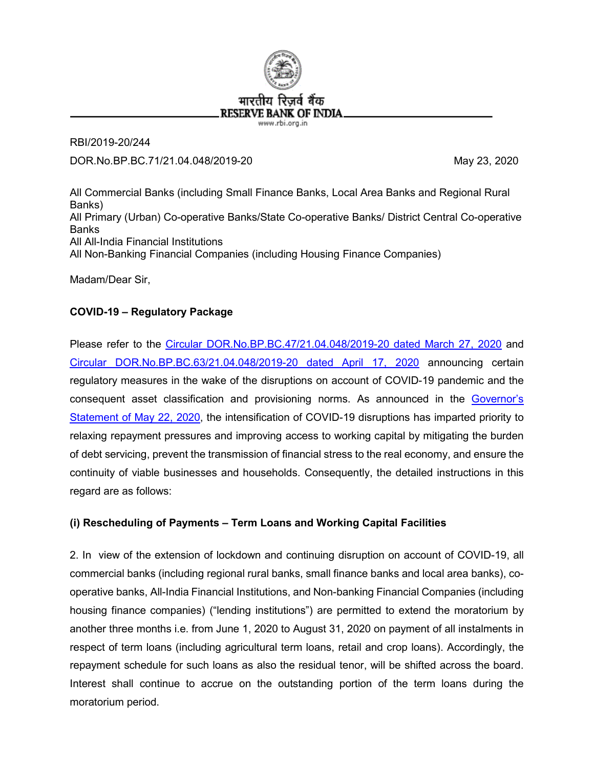भारतीय रिज़र्व बैंक
RESERVE BANK OF INDIA
www.rbi.org.in

RBI/2019-20/244

DOR.No.BP.BC.71/21.04.048/2019-20 May 23, 2020

All Commercial Banks (including Small Finance Banks, Local Area Banks and Regional Rural Banks)
All Primary (Urban) Co-operative Banks/State Co-operative Banks/ District Central Co-operative Banks
All All-India Financial Institutions
All Non-Banking Financial Companies (including Housing Finance Companies)

Madam/Dear Sir,

**COVID-19 – Regulatory Package**

Please refer to the [Circular DOR.No.BP.BC.47/21.04.048/2019-20 dated March 27, 2020]() and [Circular DOR.No.BP.BC.63/21.04.048/2019-20 dated April 17, 2020]() announcing certain regulatory measures in the wake of the disruptions on account of COVID-19 pandemic and the consequent asset classification and provisioning norms. As announced in the [Governor's Statement of May 22, 2020](), the intensification of COVID-19 disruptions has imparted priority to relaxing repayment pressures and improving access to working capital by mitigating the burden of debt servicing, prevent the transmission of financial stress to the real economy, and ensure the continuity of viable businesses and households. Consequently, the detailed instructions in this regard are as follows:

**(i) Rescheduling of Payments – Term Loans and Working Capital Facilities**

2. In view of the extension of lockdown and continuing disruption on account of COVID-19, all commercial banks (including regional rural banks, small finance banks and local area banks), co-operative banks, All-India Financial Institutions, and Non-banking Financial Companies (including housing finance companies) ("lending institutions") are permitted to extend the moratorium by another three months i.e. from June 1, 2020 to August 31, 2020 on payment of all instalments in respect of term loans (including agricultural term loans, retail and crop loans). Accordingly, the repayment schedule for such loans as also the residual tenor, will be shifted across the board. Interest shall continue to accrue on the outstanding portion of the term loans during the moratorium period.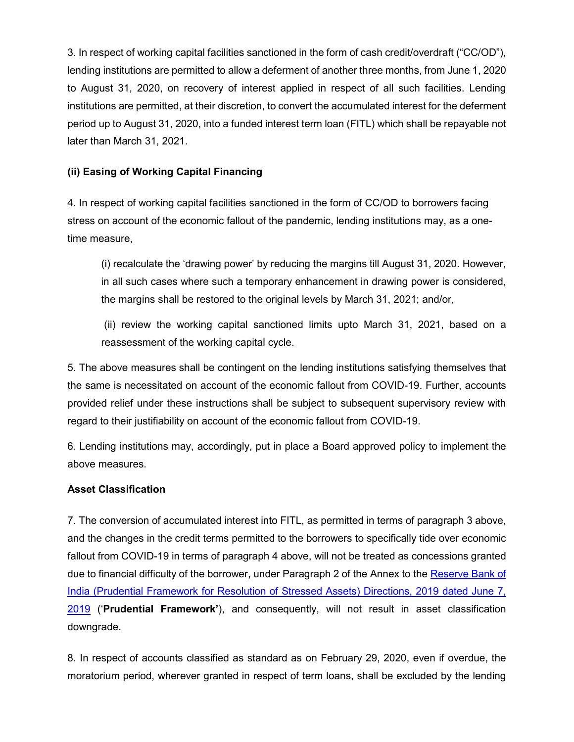3. In respect of working capital facilities sanctioned in the form of cash credit/overdraft ("CC/OD"), lending institutions are permitted to allow a deferment of another three months, from June 1, 2020 to August 31, 2020, on recovery of interest applied in respect of all such facilities. Lending institutions are permitted, at their discretion, to convert the accumulated interest for the deferment period up to August 31, 2020, into a funded interest term loan (FITL) which shall be repayable not later than March 31, 2021.

**(ii) Easing of Working Capital Financing**

4. In respect of working capital facilities sanctioned in the form of CC/OD to borrowers facing stress on account of the economic fallout of the pandemic, lending institutions may, as a one-time measure,

> (i) recalculate the 'drawing power' by reducing the margins till August 31, 2020. However, in all such cases where such a temporary enhancement in drawing power is considered, the margins shall be restored to the original levels by March 31, 2021; and/or,
>
> (ii) review the working capital sanctioned limits upto March 31, 2021, based on a reassessment of the working capital cycle.

5. The above measures shall be contingent on the lending institutions satisfying themselves that the same is necessitated on account of the economic fallout from COVID-19. Further, accounts provided relief under these instructions shall be subject to subsequent supervisory review with regard to their justifiability on account of the economic fallout from COVID-19.

6. Lending institutions may, accordingly, put in place a Board approved policy to implement the above measures.

**Asset Classification**

7. The conversion of accumulated interest into FITL, as permitted in terms of paragraph 3 above, and the changes in the credit terms permitted to the borrowers to specifically tide over economic fallout from COVID-19 in terms of paragraph 4 above, will not be treated as concessions granted due to financial difficulty of the borrower, under Paragraph 2 of the Annex to the Reserve Bank of India (Prudential Framework for Resolution of Stressed Assets) Directions, 2019 dated June 7, 2019 ('**Prudential Framework'**), and consequently, will not result in asset classification downgrade.

8. In respect of accounts classified as standard as on February 29, 2020, even if overdue, the moratorium period, wherever granted in respect of term loans, shall be excluded by the lending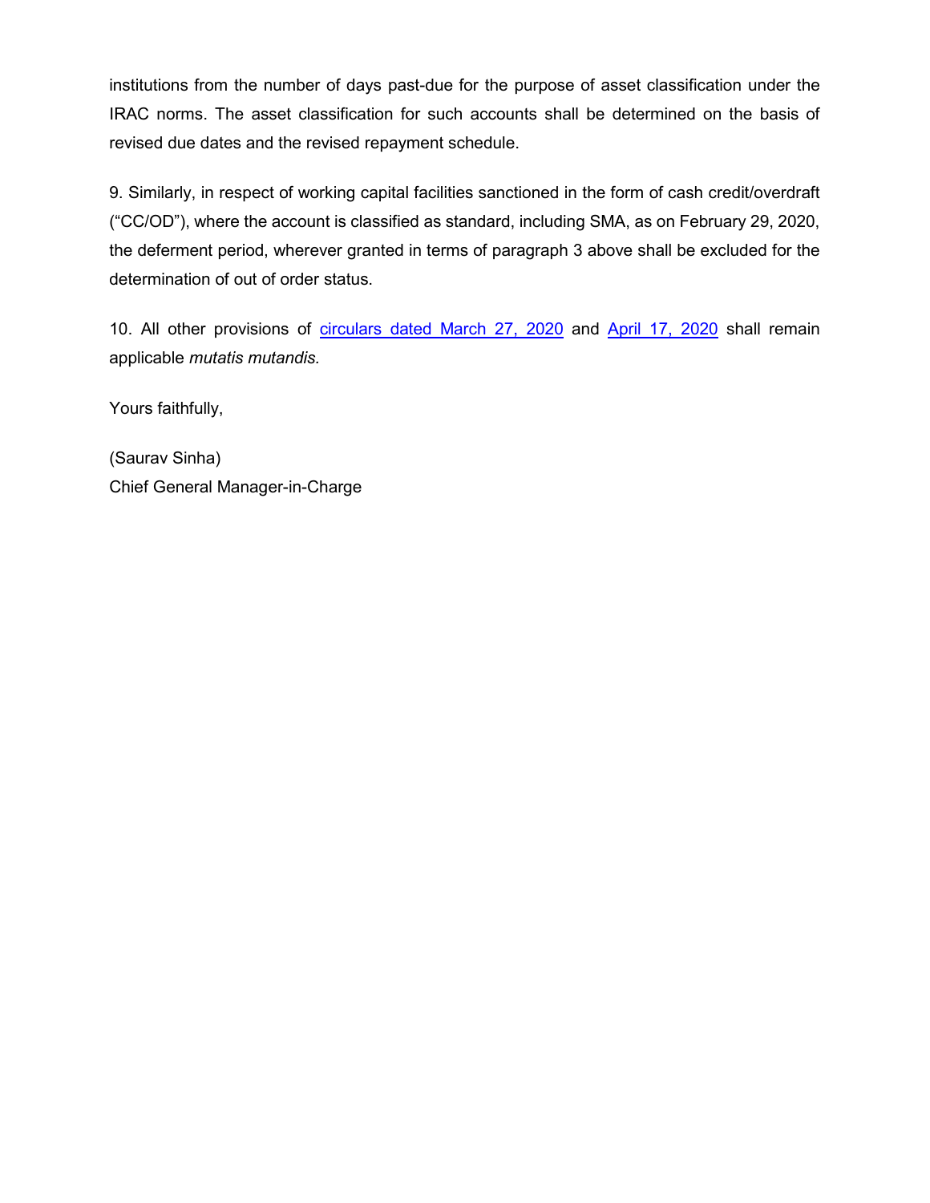institutions from the number of days past-due for the purpose of asset classification under the IRAC norms. The asset classification for such accounts shall be determined on the basis of revised due dates and the revised repayment schedule.

9. Similarly, in respect of working capital facilities sanctioned in the form of cash credit/overdraft ("CC/OD"), where the account is classified as standard, including SMA, as on February 29, 2020, the deferment period, wherever granted in terms of paragraph 3 above shall be excluded for the determination of out of order status.

10. All other provisions of circulars dated March 27, 2020 and April 17, 2020 shall remain applicable *mutatis mutandis.*

Yours faithfully,

(Saurav Sinha)
Chief General Manager-in-Charge